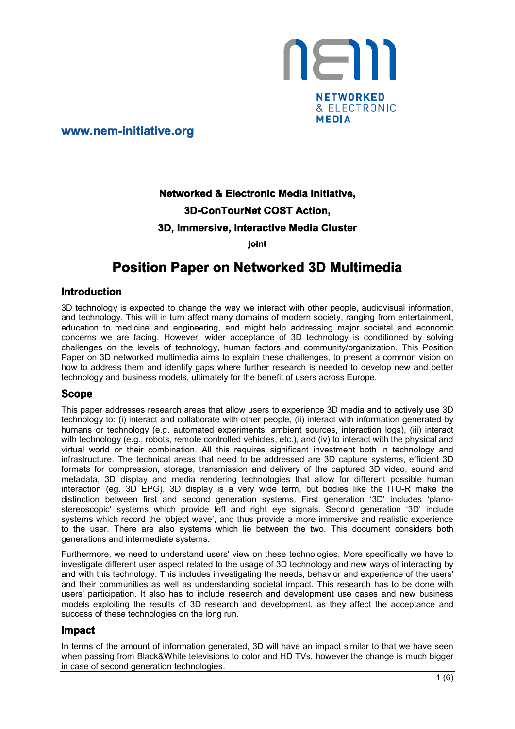NETWORKED & ELECTRONIC MEDIA

www.nem-initiative.org

**Networked & Electronic Media Initiative,**

**3D-ConTourNet COST Action,**

**3D, Immersive, Interactive Media Cluster**

**joint**

# Position Paper on Networked 3D Multimedia

## Introduction

3D technology is expected to change the way we interact with other people, audiovisual information, and technology. This will in turn affect many domains of modern society, ranging from entertainment, education to medicine and engineering, and might help addressing major societal and economic concerns we are facing. However, wider acceptance of 3D technology is conditioned by solving challenges on the levels of technology, human factors and community/organization. This Position Paper on 3D networked multimedia aims to explain these challenges, to present a common vision on how to address them and identify gaps where further research is needed to develop new and better technology and business models, ultimately for the benefit of users across Europe.

## Scope

This paper addresses research areas that allow users to experience 3D media and to actively use 3D technology to: (i) interact and collaborate with other people, (ii) interact with information generated by humans or technology (e.g. automated experiments, ambient sources, interaction logs), (iii) interact with technology (e.g., robots, remote controlled vehicles, etc.), and (iv) to interact with the physical and virtual world or their combination. All this requires significant investment both in technology and infrastructure. The technical areas that need to be addressed are 3D capture systems, efficient 3D formats for compression, storage, transmission and delivery of the captured 3D video, sound and metadata, 3D display and media rendering technologies that allow for different possible human interaction (eg. 3D EPG). 3D display is a very wide term, but bodies like the ITU-R make the distinction between first and second generation systems. First generation '3D' includes 'plano-stereoscopic' systems which provide left and right eye signals. Second generation '3D' include systems which record the 'object wave', and thus provide a more immersive and realistic experience to the user. There are also systems which lie between the two. This document considers both generations and intermediate systems.

Furthermore, we need to understand users' view on these technologies. More specifically we have to investigate different user aspect related to the usage of 3D technology and new ways of interacting by and with this technology. This includes investigating the needs, behavior and experience of the users' and their communities as well as understanding societal impact. This research has to be done with users' participation. It also has to include research and development use cases and new business models exploiting the results of 3D research and development, as they affect the acceptance and success of these technologies on the long run.

## Impact

In terms of the amount of information generated, 3D will have an impact similar to that we have seen when passing from Black&White televisions to color and HD TVs, however the change is much bigger in case of second generation technologies.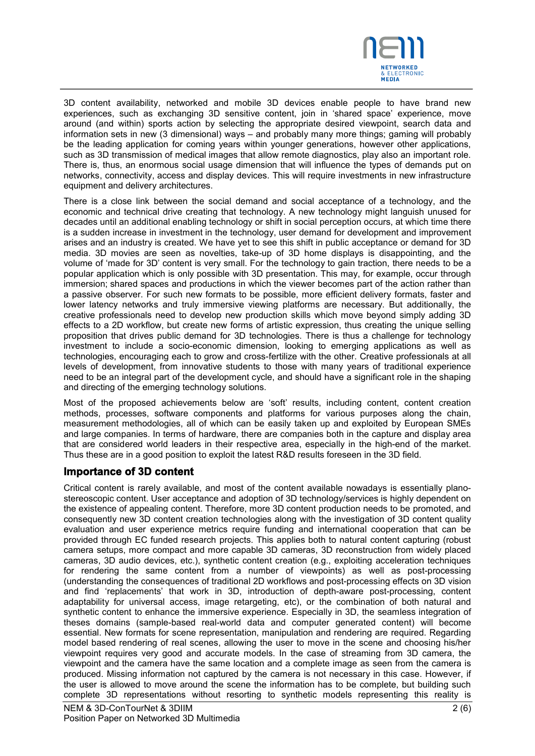3D content availability, networked and mobile 3D devices enable people to have brand new experiences, such as exchanging 3D sensitive content, join in 'shared space' experience, move around (and within) sports action by selecting the appropriate desired viewpoint, search data and information sets in new (3 dimensional) ways – and probably many more things; gaming will probably be the leading application for coming years within younger generations, however other applications, such as 3D transmission of medical images that allow remote diagnostics, play also an important role. There is, thus, an enormous social usage dimension that will influence the types of demands put on networks, connectivity, access and display devices. This will require investments in new infrastructure equipment and delivery architectures.

There is a close link between the social demand and social acceptance of a technology, and the economic and technical drive creating that technology. A new technology might languish unused for decades until an additional enabling technology or shift in social perception occurs, at which time there is a sudden increase in investment in the technology, user demand for development and improvement arises and an industry is created. We have yet to see this shift in public acceptance or demand for 3D media. 3D movies are seen as novelties, take-up of 3D home displays is disappointing, and the volume of 'made for 3D' content is very small. For the technology to gain traction, there needs to be a popular application which is only possible with 3D presentation. This may, for example, occur through immersion; shared spaces and productions in which the viewer becomes part of the action rather than a passive observer. For such new formats to be possible, more efficient delivery formats, faster and lower latency networks and truly immersive viewing platforms are necessary. But additionally, the creative professionals need to develop new production skills which move beyond simply adding 3D effects to a 2D workflow, but create new forms of artistic expression, thus creating the unique selling proposition that drives public demand for 3D technologies. There is thus a challenge for technology investment to include a socio-economic dimension, looking to emerging applications as well as technologies, encouraging each to grow and cross-fertilize with the other. Creative professionals at all levels of development, from innovative students to those with many years of traditional experience need to be an integral part of the development cycle, and should have a significant role in the shaping and directing of the emerging technology solutions.

Most of the proposed achievements below are 'soft' results, including content, content creation methods, processes, software components and platforms for various purposes along the chain, measurement methodologies, all of which can be easily taken up and exploited by European SMEs and large companies. In terms of hardware, there are companies both in the capture and display area that are considered world leaders in their respective area, especially in the high-end of the market. Thus these are in a good position to exploit the latest R&D results foreseen in the 3D field.

## Importance of 3D content

Critical content is rarely available, and most of the content available nowadays is essentially plano-stereoscopic content. User acceptance and adoption of 3D technology/services is highly dependent on the existence of appealing content. Therefore, more 3D content production needs to be promoted, and consequently new 3D content creation technologies along with the investigation of 3D content quality evaluation and user experience metrics require funding and international cooperation that can be provided through EC funded research projects. This applies both to natural content capturing (robust camera setups, more compact and more capable 3D cameras, 3D reconstruction from widely placed cameras, 3D audio devices, etc.), synthetic content creation (e.g., exploiting acceleration techniques for rendering the same content from a number of viewpoints) as well as post-processing (understanding the consequences of traditional 2D workflows and post-processing effects on 3D vision and find 'replacements' that work in 3D, introduction of depth-aware post-processing, content adaptability for universal access, image retargeting, etc), or the combination of both natural and synthetic content to enhance the immersive experience. Especially in 3D, the seamless integration of theses domains (sample-based real-world data and computer generated content) will become essential. New formats for scene representation, manipulation and rendering are required. Regarding model based rendering of real scenes, allowing the user to move in the scene and choosing his/her viewpoint requires very good and accurate models. In the case of streaming from 3D camera, the viewpoint and the camera have the same location and a complete image as seen from the camera is produced. Missing information not captured by the camera is not necessary in this case. However, if the user is allowed to move around the scene the information has to be complete, but building such complete 3D representations without resorting to synthetic models representing this reality is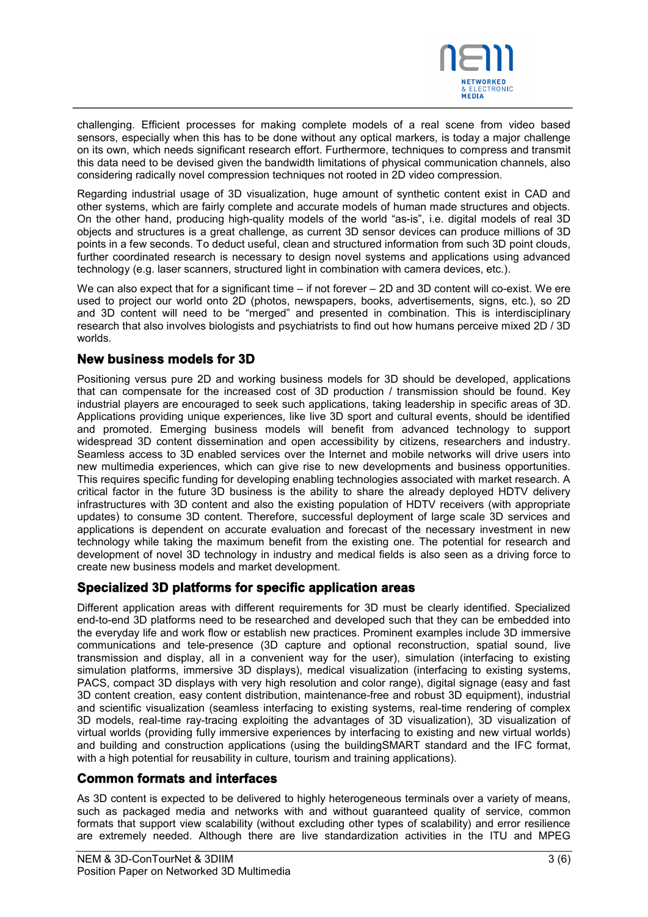challenging. Efficient processes for making complete models of a real scene from video based sensors, especially when this has to be done without any optical markers, is today a major challenge on its own, which needs significant research effort. Furthermore, techniques to compress and transmit this data need to be devised given the bandwidth limitations of physical communication channels, also considering radically novel compression techniques not rooted in 2D video compression.

Regarding industrial usage of 3D visualization, huge amount of synthetic content exist in CAD and other systems, which are fairly complete and accurate models of human made structures and objects. On the other hand, producing high-quality models of the world "as-is", i.e. digital models of real 3D objects and structures is a great challenge, as current 3D sensor devices can produce millions of 3D points in a few seconds. To deduct useful, clean and structured information from such 3D point clouds, further coordinated research is necessary to design novel systems and applications using advanced technology (e.g. laser scanners, structured light in combination with camera devices, etc.).

We can also expect that for a significant time – if not forever – 2D and 3D content will co-exist. We ere used to project our world onto 2D (photos, newspapers, books, advertisements, signs, etc.), so 2D and 3D content will need to be "merged" and presented in combination. This is interdisciplinary research that also involves biologists and psychiatrists to find out how humans perceive mixed 2D / 3D worlds.

## New business models for 3D

Positioning versus pure 2D and working business models for 3D should be developed, applications that can compensate for the increased cost of 3D production / transmission should be found. Key industrial players are encouraged to seek such applications, taking leadership in specific areas of 3D. Applications providing unique experiences, like live 3D sport and cultural events, should be identified and promoted. Emerging business models will benefit from advanced technology to support widespread 3D content dissemination and open accessibility by citizens, researchers and industry. Seamless access to 3D enabled services over the Internet and mobile networks will drive users into new multimedia experiences, which can give rise to new developments and business opportunities. This requires specific funding for developing enabling technologies associated with market research. A critical factor in the future 3D business is the ability to share the already deployed HDTV delivery infrastructures with 3D content and also the existing population of HDTV receivers (with appropriate updates) to consume 3D content. Therefore, successful deployment of large scale 3D services and applications is dependent on accurate evaluation and forecast of the necessary investment in new technology while taking the maximum benefit from the existing one. The potential for research and development of novel 3D technology in industry and medical fields is also seen as a driving force to create new business models and market development.

## Specialized 3D platforms for specific application areas

Different application areas with different requirements for 3D must be clearly identified. Specialized end-to-end 3D platforms need to be researched and developed such that they can be embedded into the everyday life and work flow or establish new practices. Prominent examples include 3D immersive communications and tele-presence (3D capture and optional reconstruction, spatial sound, live transmission and display, all in a convenient way for the user), simulation (interfacing to existing simulation platforms, immersive 3D displays), medical visualization (interfacing to existing systems, PACS, compact 3D displays with very high resolution and color range), digital signage (easy and fast 3D content creation, easy content distribution, maintenance-free and robust 3D equipment), industrial and scientific visualization (seamless interfacing to existing systems, real-time rendering of complex 3D models, real-time ray-tracing exploiting the advantages of 3D visualization), 3D visualization of virtual worlds (providing fully immersive experiences by interfacing to existing and new virtual worlds) and building and construction applications (using the buildingSMART standard and the IFC format, with a high potential for reusability in culture, tourism and training applications).

## Common formats and interfaces

As 3D content is expected to be delivered to highly heterogeneous terminals over a variety of means, such as packaged media and networks with and without guaranteed quality of service, common formats that support view scalability (without excluding other types of scalability) and error resilience are extremely needed. Although there are live standardization activities in the ITU and MPEG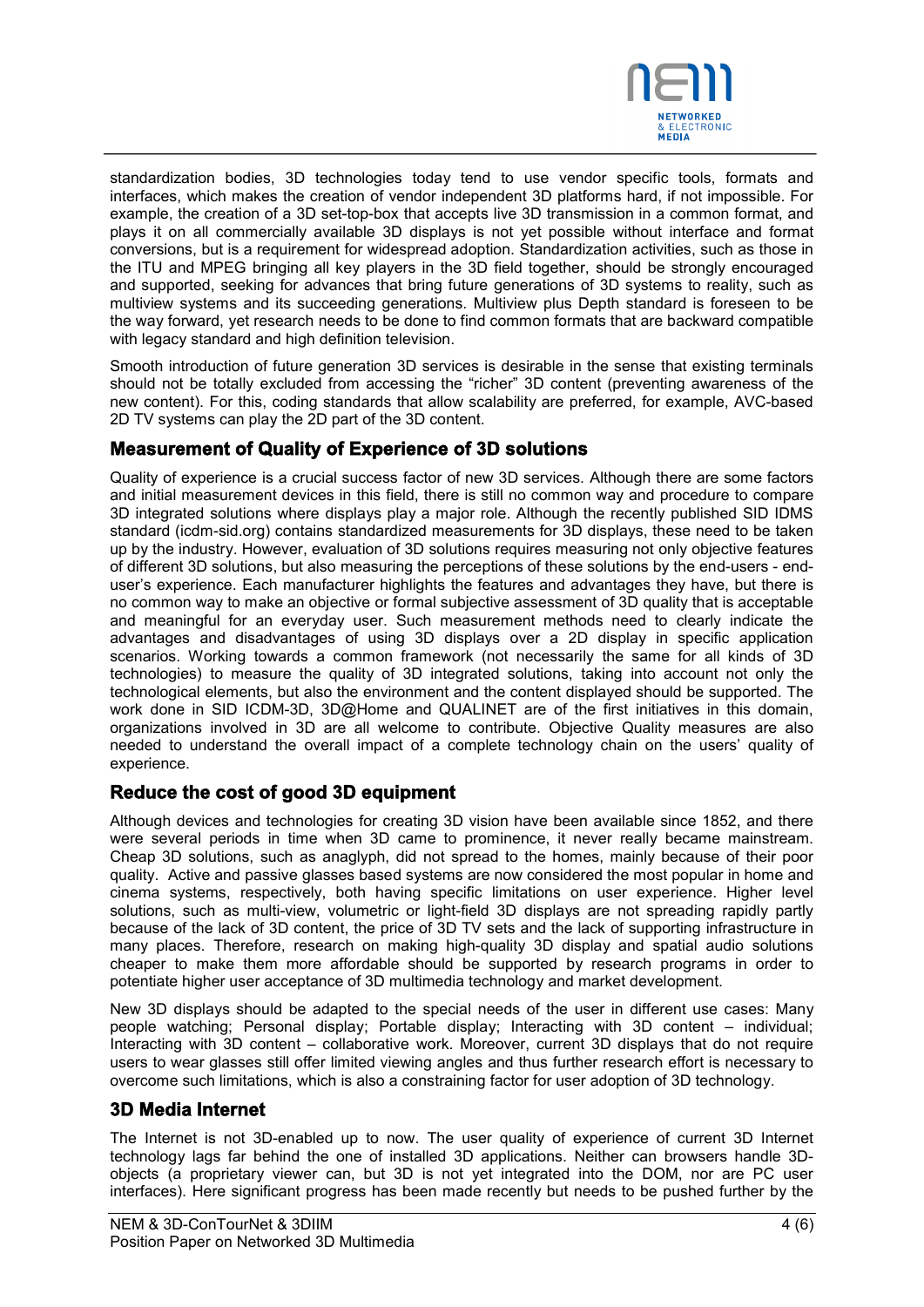standardization bodies, 3D technologies today tend to use vendor specific tools, formats and interfaces, which makes the creation of vendor independent 3D platforms hard, if not impossible. For example, the creation of a 3D set-top-box that accepts live 3D transmission in a common format, and plays it on all commercially available 3D displays is not yet possible without interface and format conversions, but is a requirement for widespread adoption. Standardization activities, such as those in the ITU and MPEG bringing all key players in the 3D field together, should be strongly encouraged and supported, seeking for advances that bring future generations of 3D systems to reality, such as multiview systems and its succeeding generations. Multiview plus Depth standard is foreseen to be the way forward, yet research needs to be done to find common formats that are backward compatible with legacy standard and high definition television.

Smooth introduction of future generation 3D services is desirable in the sense that existing terminals should not be totally excluded from accessing the "richer" 3D content (preventing awareness of the new content). For this, coding standards that allow scalability are preferred, for example, AVC-based 2D TV systems can play the 2D part of the 3D content.

### Measurement of Quality of Experience of 3D solutions

Quality of experience is a crucial success factor of new 3D services. Although there are some factors and initial measurement devices in this field, there is still no common way and procedure to compare 3D integrated solutions where displays play a major role. Although the recently published SID IDMS standard (icdm-sid.org) contains standardized measurements for 3D displays, these need to be taken up by the industry. However, evaluation of 3D solutions requires measuring not only objective features of different 3D solutions, but also measuring the perceptions of these solutions by the end-users - end-user's experience. Each manufacturer highlights the features and advantages they have, but there is no common way to make an objective or formal subjective assessment of 3D quality that is acceptable and meaningful for an everyday user. Such measurement methods need to clearly indicate the advantages and disadvantages of using 3D displays over a 2D display in specific application scenarios. Working towards a common framework (not necessarily the same for all kinds of 3D technologies) to measure the quality of 3D integrated solutions, taking into account not only the technological elements, but also the environment and the content displayed should be supported. The work done in SID ICDM-3D, 3D@Home and QUALINET are of the first initiatives in this domain, organizations involved in 3D are all welcome to contribute. Objective Quality measures are also needed to understand the overall impact of a complete technology chain on the users' quality of experience.

### Reduce the cost of good 3D equipment

Although devices and technologies for creating 3D vision have been available since 1852, and there were several periods in time when 3D came to prominence, it never really became mainstream. Cheap 3D solutions, such as anaglyph, did not spread to the homes, mainly because of their poor quality. Active and passive glasses based systems are now considered the most popular in home and cinema systems, respectively, both having specific limitations on user experience. Higher level solutions, such as multi-view, volumetric or light-field 3D displays are not spreading rapidly partly because of the lack of 3D content, the price of 3D TV sets and the lack of supporting infrastructure in many places. Therefore, research on making high-quality 3D display and spatial audio solutions cheaper to make them more affordable should be supported by research programs in order to potentiate higher user acceptance of 3D multimedia technology and market development.

New 3D displays should be adapted to the special needs of the user in different use cases: Many people watching; Personal display; Portable display; Interacting with 3D content – individual; Interacting with 3D content – collaborative work. Moreover, current 3D displays that do not require users to wear glasses still offer limited viewing angles and thus further research effort is necessary to overcome such limitations, which is also a constraining factor for user adoption of 3D technology.

### 3D Media Internet

The Internet is not 3D-enabled up to now. The user quality of experience of current 3D Internet technology lags far behind the one of installed 3D applications. Neither can browsers handle 3D-objects (a proprietary viewer can, but 3D is not yet integrated into the DOM, nor are PC user interfaces). Here significant progress has been made recently but needs to be pushed further by the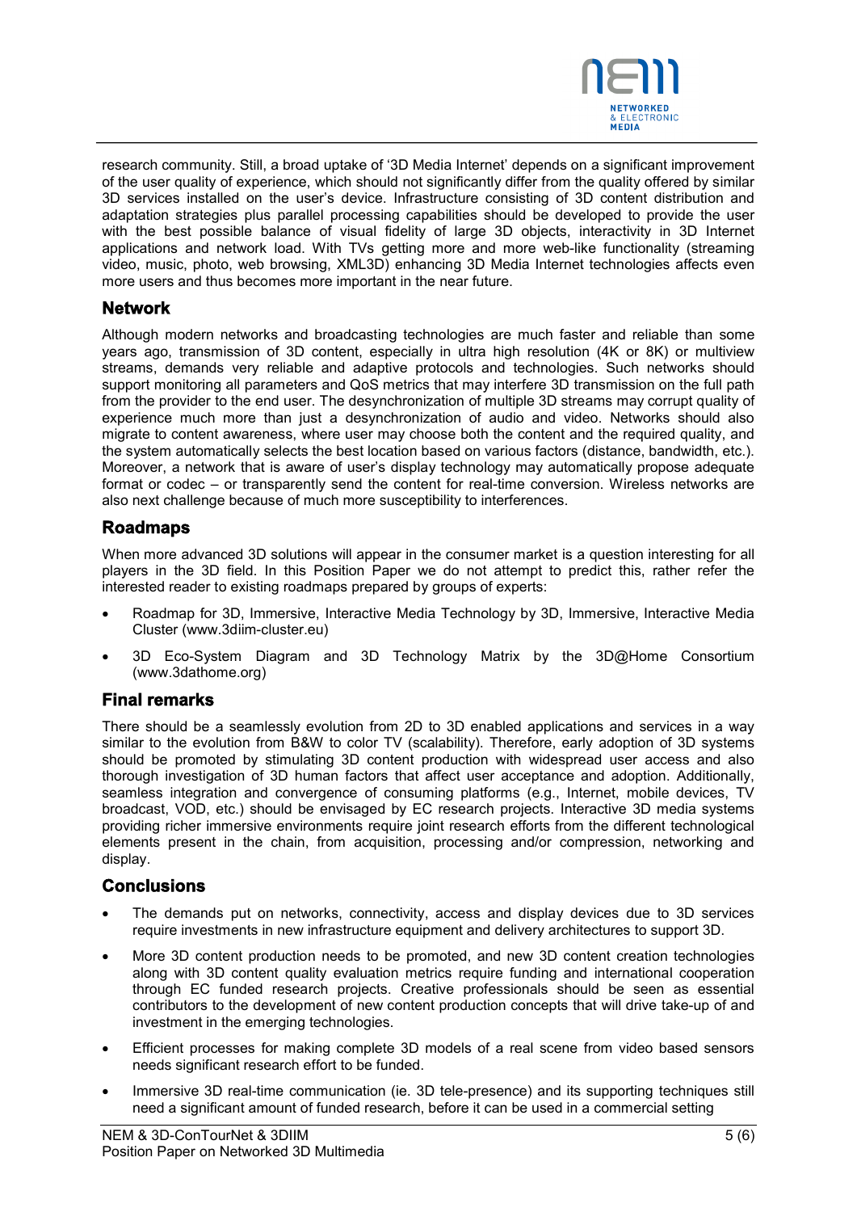research community. Still, a broad uptake of '3D Media Internet' depends on a significant improvement of the user quality of experience, which should not significantly differ from the quality offered by similar 3D services installed on the user's device. Infrastructure consisting of 3D content distribution and adaptation strategies plus parallel processing capabilities should be developed to provide the user with the best possible balance of visual fidelity of large 3D objects, interactivity in 3D Internet applications and network load. With TVs getting more and more web-like functionality (streaming video, music, photo, web browsing, XML3D) enhancing 3D Media Internet technologies affects even more users and thus becomes more important in the near future.

## Network

Although modern networks and broadcasting technologies are much faster and reliable than some years ago, transmission of 3D content, especially in ultra high resolution (4K or 8K) or multiview streams, demands very reliable and adaptive protocols and technologies. Such networks should support monitoring all parameters and QoS metrics that may interfere 3D transmission on the full path from the provider to the end user. The desynchronization of multiple 3D streams may corrupt quality of experience much more than just a desynchronization of audio and video. Networks should also migrate to content awareness, where user may choose both the content and the required quality, and the system automatically selects the best location based on various factors (distance, bandwidth, etc.). Moreover, a network that is aware of user's display technology may automatically propose adequate format or codec – or transparently send the content for real-time conversion. Wireless networks are also next challenge because of much more susceptibility to interferences.

## Roadmaps

When more advanced 3D solutions will appear in the consumer market is a question interesting for all players in the 3D field. In this Position Paper we do not attempt to predict this, rather refer the interested reader to existing roadmaps prepared by groups of experts:

- Roadmap for 3D, Immersive, Interactive Media Technology by 3D, Immersive, Interactive Media Cluster (www.3diim-cluster.eu)
- 3D Eco-System Diagram and 3D Technology Matrix by the 3D@Home Consortium (www.3dathome.org)

## Final remarks

There should be a seamlessly evolution from 2D to 3D enabled applications and services in a way similar to the evolution from B&W to color TV (scalability). Therefore, early adoption of 3D systems should be promoted by stimulating 3D content production with widespread user access and also thorough investigation of 3D human factors that affect user acceptance and adoption. Additionally, seamless integration and convergence of consuming platforms (e.g., Internet, mobile devices, TV broadcast, VOD, etc.) should be envisaged by EC research projects. Interactive 3D media systems providing richer immersive environments require joint research efforts from the different technological elements present in the chain, from acquisition, processing and/or compression, networking and display.

## Conclusions

- The demands put on networks, connectivity, access and display devices due to 3D services require investments in new infrastructure equipment and delivery architectures to support 3D.
- More 3D content production needs to be promoted, and new 3D content creation technologies along with 3D content quality evaluation metrics require funding and international cooperation through EC funded research projects. Creative professionals should be seen as essential contributors to the development of new content production concepts that will drive take-up of and investment in the emerging technologies.
- Efficient processes for making complete 3D models of a real scene from video based sensors needs significant research effort to be funded.
- Immersive 3D real-time communication (ie. 3D tele-presence) and its supporting techniques still need a significant amount of funded research, before it can be used in a commercial setting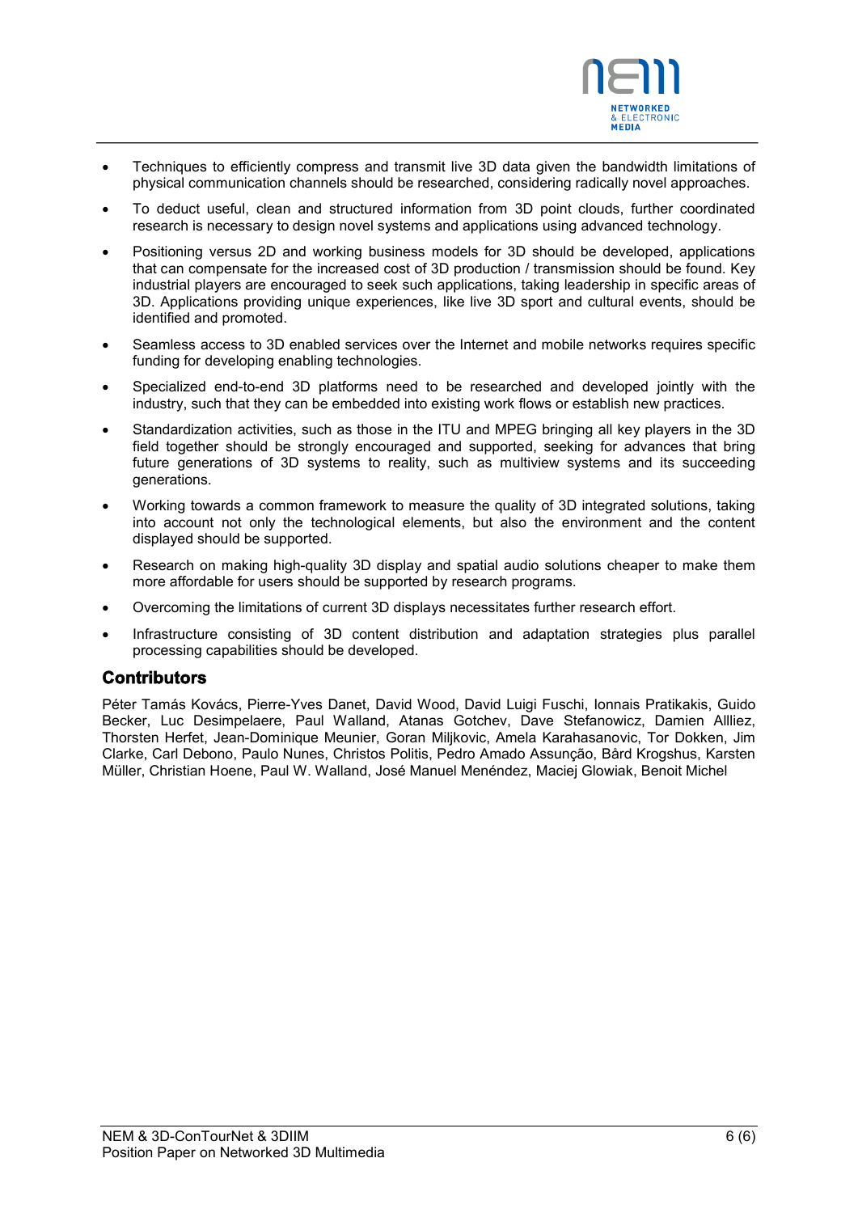- Techniques to efficiently compress and transmit live 3D data given the bandwidth limitations of physical communication channels should be researched, considering radically novel approaches.
- To deduct useful, clean and structured information from 3D point clouds, further coordinated research is necessary to design novel systems and applications using advanced technology.
- Positioning versus 2D and working business models for 3D should be developed, applications that can compensate for the increased cost of 3D production / transmission should be found. Key industrial players are encouraged to seek such applications, taking leadership in specific areas of 3D. Applications providing unique experiences, like live 3D sport and cultural events, should be identified and promoted.
- Seamless access to 3D enabled services over the Internet and mobile networks requires specific funding for developing enabling technologies.
- Specialized end-to-end 3D platforms need to be researched and developed jointly with the industry, such that they can be embedded into existing work flows or establish new practices.
- Standardization activities, such as those in the ITU and MPEG bringing all key players in the 3D field together should be strongly encouraged and supported, seeking for advances that bring future generations of 3D systems to reality, such as multiview systems and its succeeding generations.
- Working towards a common framework to measure the quality of 3D integrated solutions, taking into account not only the technological elements, but also the environment and the content displayed should be supported.
- Research on making high-quality 3D display and spatial audio solutions cheaper to make them more affordable for users should be supported by research programs.
- Overcoming the limitations of current 3D displays necessitates further research effort.
- Infrastructure consisting of 3D content distribution and adaptation strategies plus parallel processing capabilities should be developed.

## Contributors

Péter Tamás Kovács, Pierre-Yves Danet, David Wood, David Luigi Fuschi, Ionnais Pratikakis, Guido Becker, Luc Desimpelaere, Paul Walland, Atanas Gotchev, Dave Stefanowicz, Damien Allliez, Thorsten Herfet, Jean-Dominique Meunier, Goran Miljkovic, Amela Karahasanovic, Tor Dokken, Jim Clarke, Carl Debono, Paulo Nunes, Christos Politis, Pedro Amado Assunção, Bård Krogshus, Karsten Müller, Christian Hoene, Paul W. Walland, José Manuel Menéndez, Maciej Glowiak, Benoit Michel